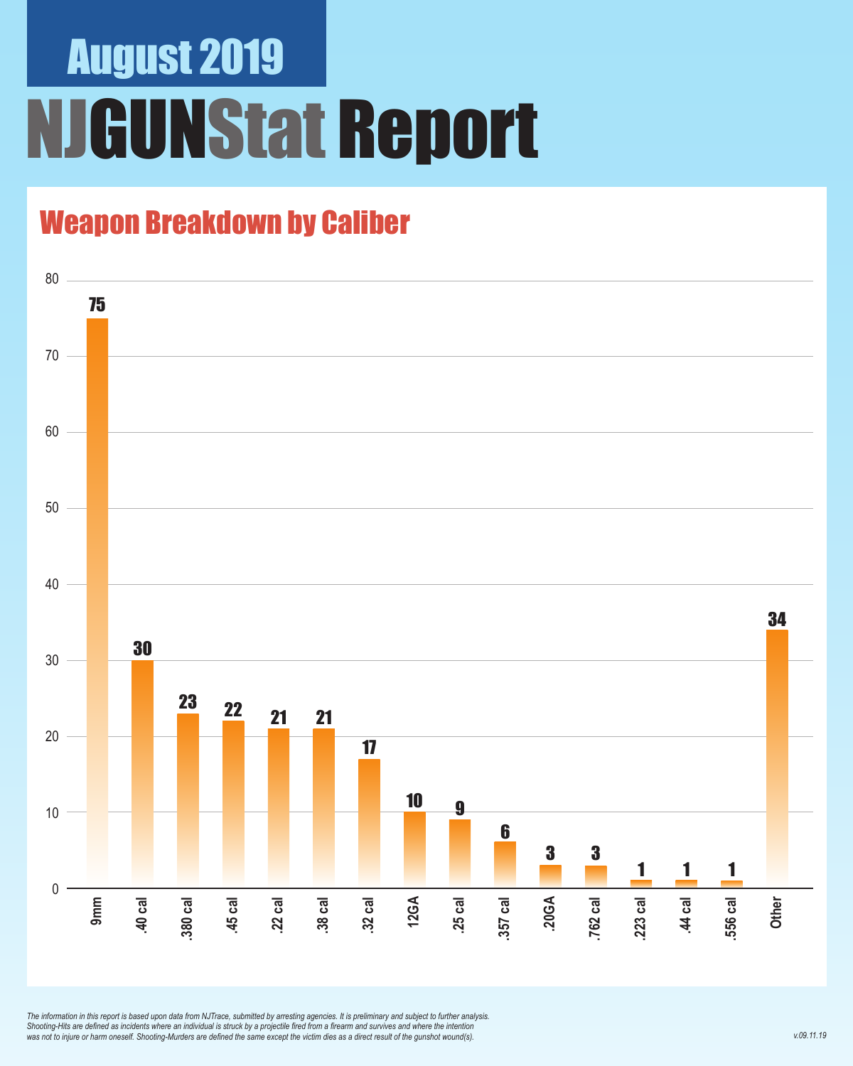# August 2019

# NJGUNStat Report

## Weapon Breakdown by Caliber

| Caliber | Count |
| --- | --- |
| 9mm | 75 |
| .40 cal | 30 |
| .380 cal | 23 |
| .45 cal | 22 |
| .22 cal | 21 |
| .38 cal | 21 |
| .32 cal | 17 |
| 12GA | 10 |
| .25 cal | 9 |
| .357 cal | 6 |
| .20GA | 3 |
| .762 cal | 3 |
| .223 cal | 1 |
| .44 cal | 1 |
| .556 cal | 1 |
| Other | 34 |

*The information in this report is based upon data from NJTrace, submitted by arresting agencies. It is preliminary and subject to further analysis. Shooting-Hits are defined as incidents where an individual is struck by a projectile fired from a firearm and survives and where the intention was not to injure or harm oneself. Shooting-Murders are defined the same except the victim dies as a direct result of the gunshot wound(s).*

*v.09.11.19*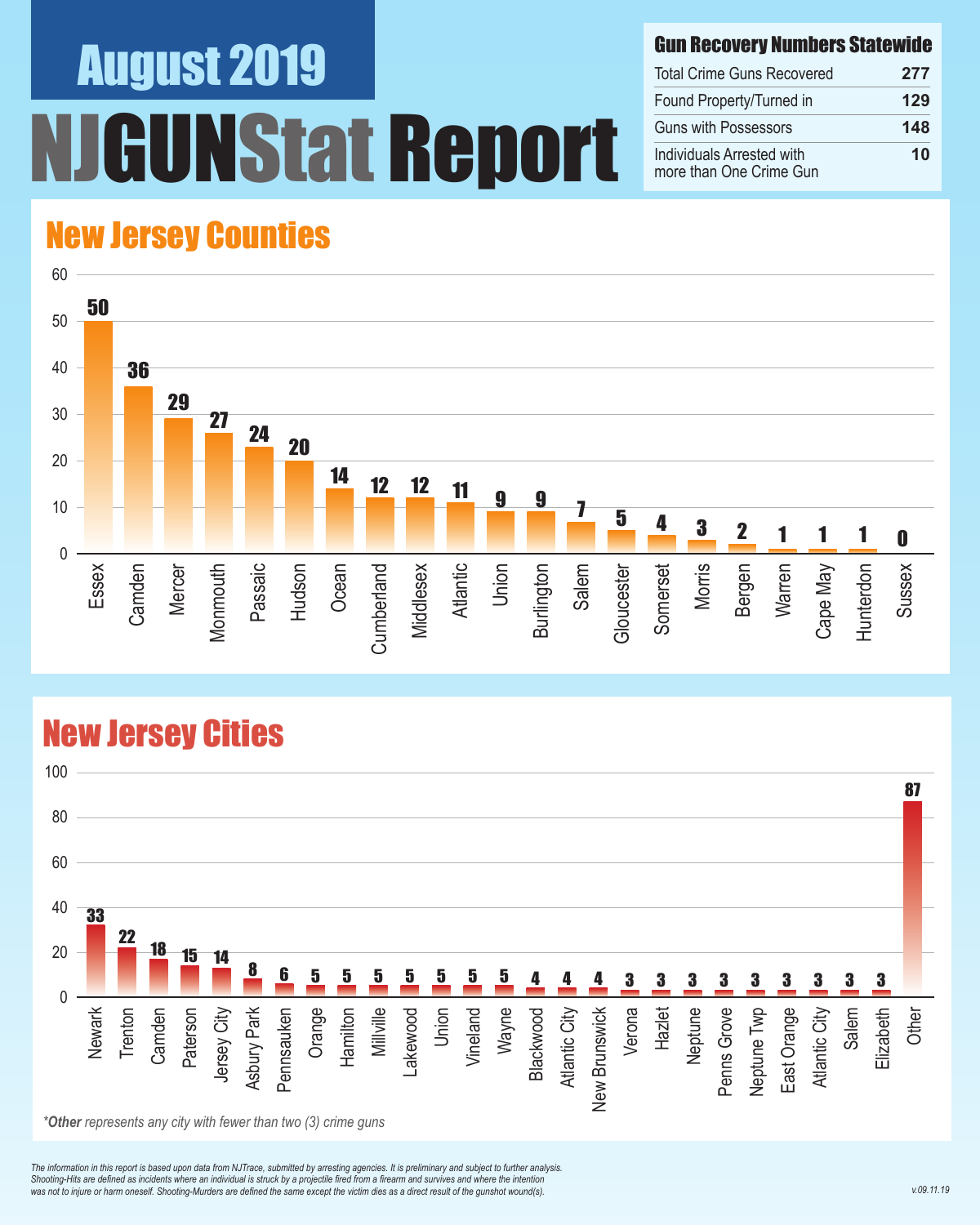# August 2019

# NJGUNStat Report

## Gun Recovery Numbers Statewide

| Gun Recovery Numbers Statewide | |
|---|---|
| Total Crime Guns Recovered | 277 |
| Found Property/Turned in | 129 |
| Guns with Possessors | 148 |
| Individuals Arrested with more than One Crime Gun | 10 |

## New Jersey Counties

| County | Count |
|---|---|
| Essex | 50 |
| Camden | 36 |
| Mercer | 29 |
| Monmouth | 27 |
| Passaic | 24 |
| Hudson | 20 |
| Ocean | 14 |
| Cumberland | 12 |
| Middlesex | 12 |
| Atlantic | 11 |
| Union | 9 |
| Burlington | 9 |
| Salem | 7 |
| Gloucester | 5 |
| Somerset | 4 |
| Morris | 3 |
| Bergen | 2 |
| Warren | 1 |
| Cape May | 1 |
| Hunterdon | 1 |
| Sussex | 0 |

## New Jersey Cities

| City | Count |
|---|---|
| Newark | 33 |
| Trenton | 22 |
| Camden | 18 |
| Paterson | 15 |
| Jersey City | 14 |
| Asbury Park | 8 |
| Pennsauken | 6 |
| Orange | 5 |
| Hamilton | 5 |
| Millville | 5 |
| Lakewood | 5 |
| Union | 5 |
| Vineland | 5 |
| Wayne | 5 |
| Blackwood | 4 |
| Atlantic City | 4 |
| New Brunswick | 4 |
| Verona | 3 |
| Hazlet | 3 |
| Neptune | 3 |
| Penns Grove | 3 |
| Neptune Twp | 3 |
| East Orange | 3 |
| Atlantic City | 3 |
| Salem | 3 |
| Elizabeth | 3 |
| Other | 87 |

*\*Other represents any city with fewer than two (3) crime guns*

*The information in this report is based upon data from NJTrace, submitted by arresting agencies. It is preliminary and subject to further analysis. Shooting-Hits are defined as incidents where an individual is struck by a projectile fired from a firearm and survives and where the intention was not to injure or harm oneself. Shooting-Murders are defined the same except the victim dies as a direct result of the gunshot wound(s).*

v.09.11.19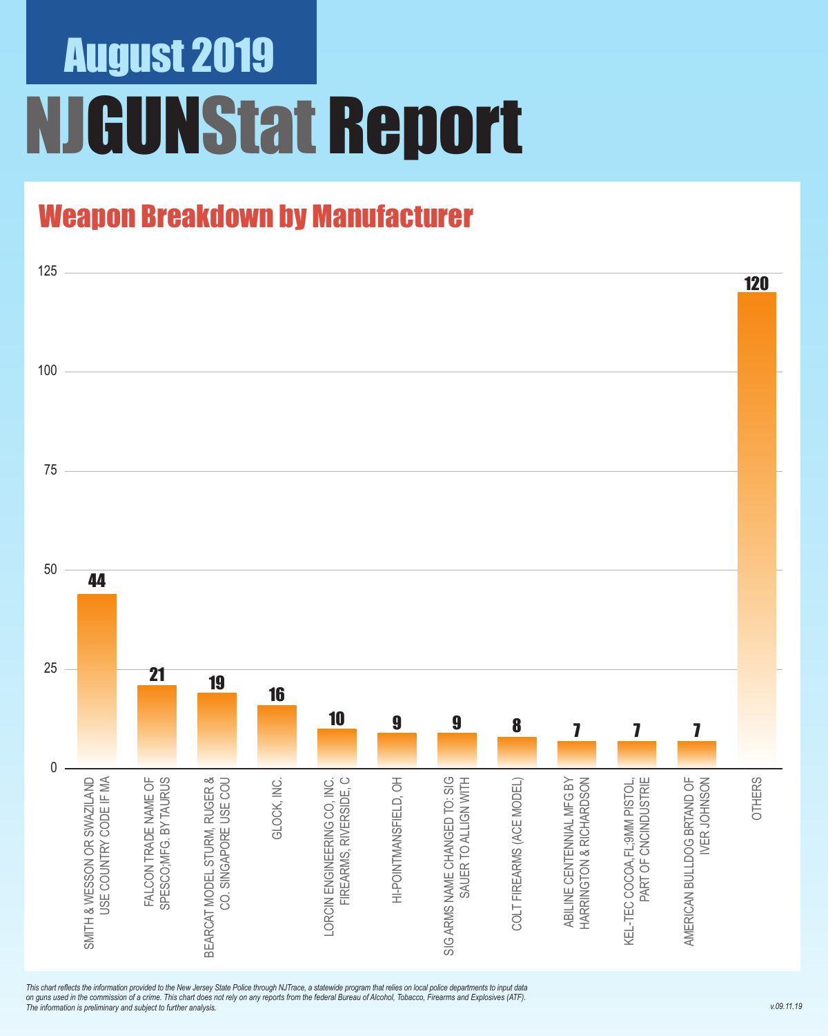# August 2019

# NJGUNStat Report

## Weapon Breakdown by Manufacturer

| Manufacturer | Count |
|---|---|
| SMITH & WESSON OR SWAZILAND USE COUNTRY CODE IF MA | 44 |
| FALCON TRADE NAME OF SPESCO;MFG. BY TAURUS | 21 |
| BEARCAT MODEL STURM, RUGER & CO. SINGAPORE USE COU | 19 |
| GLOCK, INC. | 16 |
| LORCIN ENGINEERING CO, INC. FIREARMS, RIVERSIDE, C | 10 |
| HI-POINTMANSFIELD, OH | 9 |
| SIG ARMS NAME CHANGED TO: SIG SAUER TO ALLIGN WITH | 9 |
| COLT FIREARMS (ACE MODEL) | 8 |
| ABILINE CENTENNIAL MFG BY HARRINGTON & RICHARDSON | 7 |
| KEL-TEC COCOA,FL;9MM PISTOL, PART OF CNCINDUSTRIE | 7 |
| AMERICAN BULLDOG BRTAND OF IVER JOHNSON | 7 |
| OTHERS | 120 |

*This chart reflects the information provided to the New Jersey State Police through NJTrace, a statewide program that relies on local police departments to input data on guns used in the commission of a crime. This chart does not rely on any reports from the federal Bureau of Alcohol, Tobacco, Firearms and Explosives (ATF). The information is preliminary and subject to further analysis.*

v.09.11.19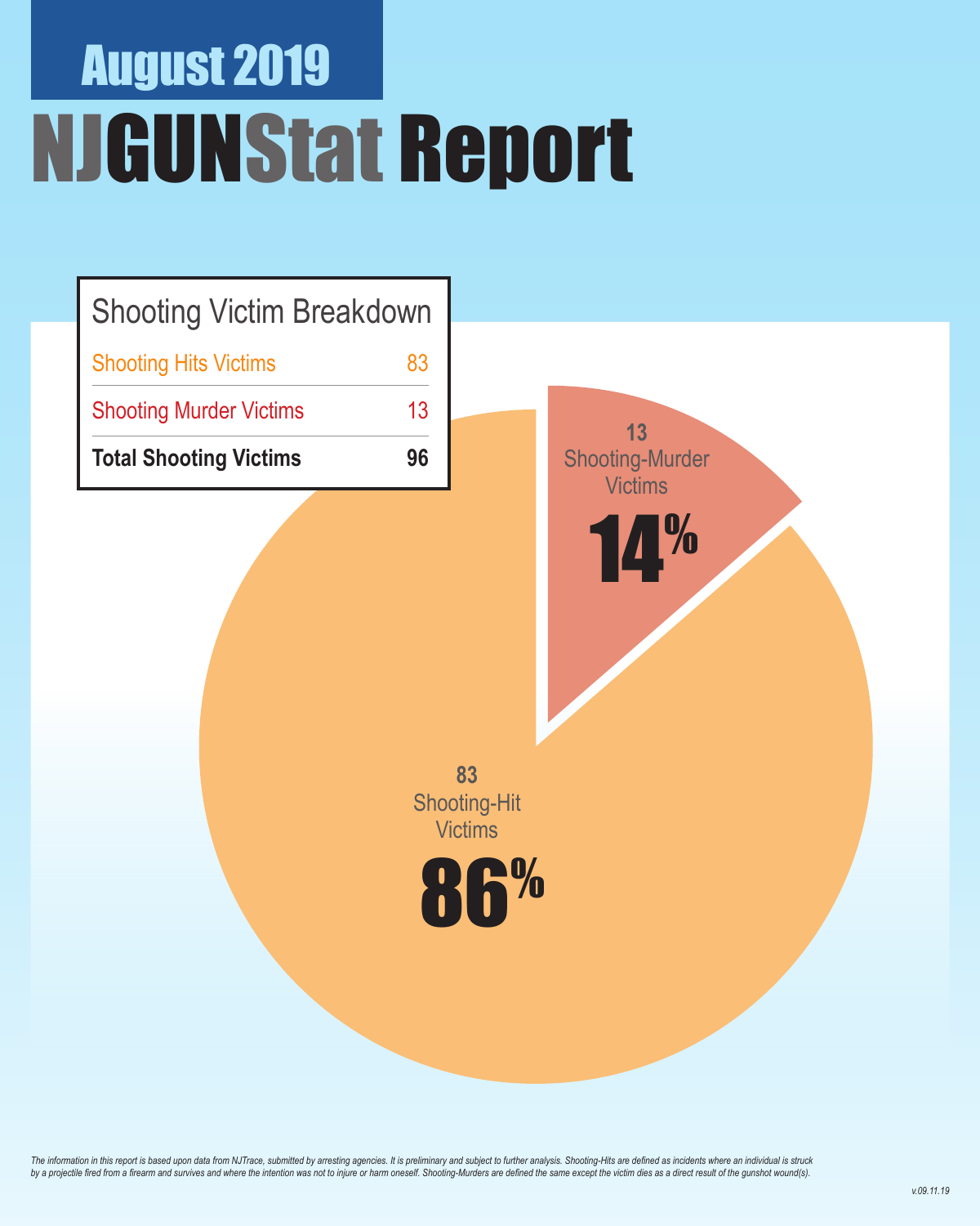# August 2019

# NJGUNStat Report

## Shooting Victim Breakdown

| | |
|---|---|
| Shooting Hits Victims | 83 |
| Shooting Murder Victims | 13 |
| **Total Shooting Victims** | **96** |

13
Shooting-Murder Victims
14%

83
Shooting-Hit Victims
86%

*The information in this report is based upon data from NJTrace, submitted by arresting agencies. It is preliminary and subject to further analysis. Shooting-Hits are defined as incidents where an individual is struck by a projectile fired from a firearm and survives and where the intention was not to injure or harm oneself. Shooting-Murders are defined the same except the victim dies as a direct result of the gunshot wound(s).*

*v.09.11.19*